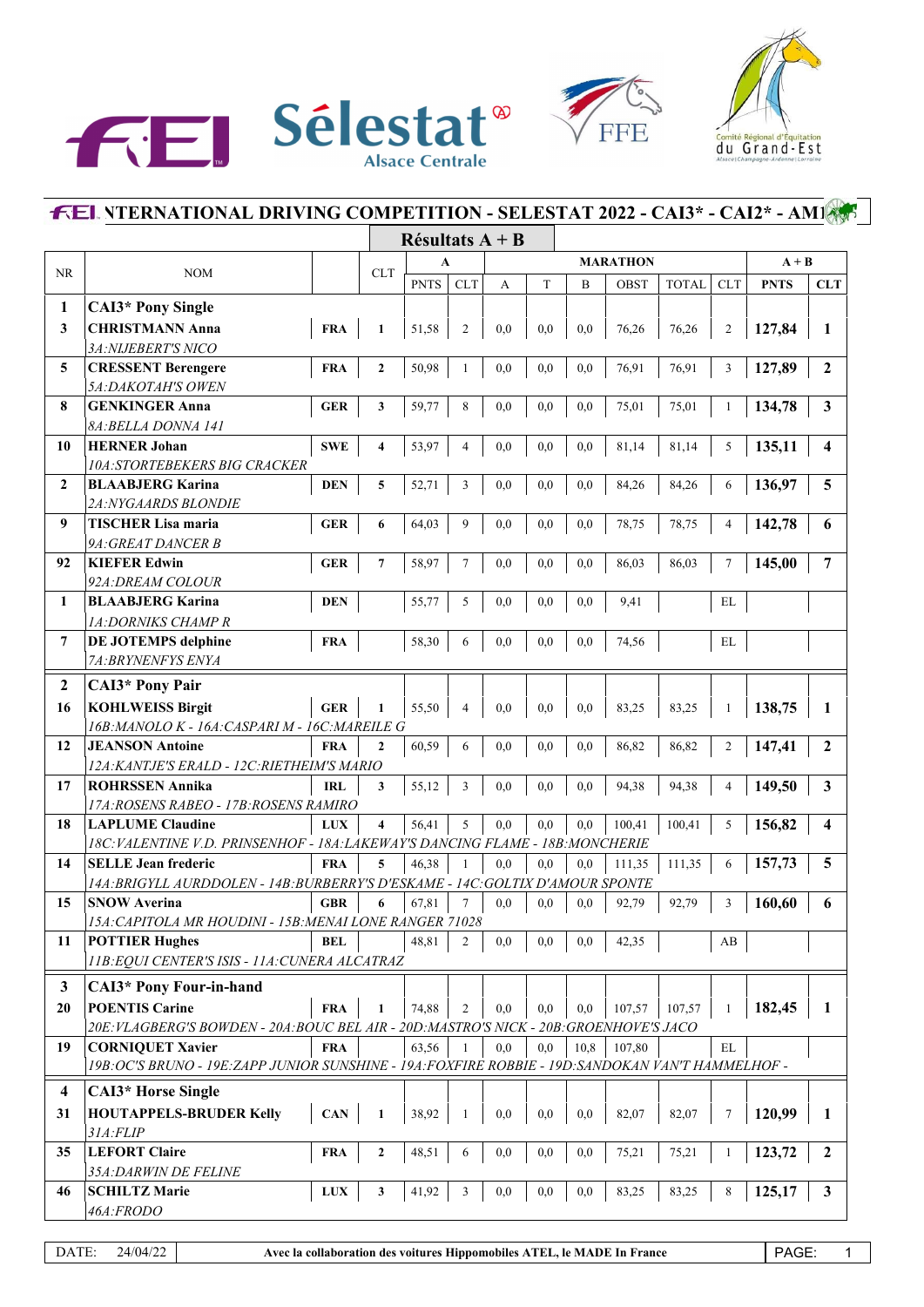# FEI INTERNATIONAL DRIVING COMPETITION - SELESTAT 2022 - CAI3* - CAI2* - AM1

## Résultats A + B

| NR | NOM | | CLT | A PNTS | A CLT | MARATHON A | MARATHON T | MARATHON B | MARATHON OBST | MARATHON TOTAL | MARATHON CLT | A + B PNTS | A + B CLT |
|---|---|---|---|---|---|---|---|---|---|---|---|---|---|
| **1** | **CAI3* Pony Single** | | | | | | | | | | | | |
| **3** | **CHRISTMANN Anna** *3A:NIJEBERT'S NICO* | **FRA** | **1** | 51,58 | 2 | 0,0 | 0,0 | 0,0 | 76,26 | 76,26 | 2 | **127,84** | **1** |
| **5** | **CRESSENT Berengere** *5A:DAKOTAH'S OWEN* | **FRA** | **2** | 50,98 | 1 | 0,0 | 0,0 | 0,0 | 76,91 | 76,91 | 3 | **127,89** | **2** |
| **8** | **GENKINGER Anna** *8A:BELLA DONNA 141* | **GER** | **3** | 59,77 | 8 | 0,0 | 0,0 | 0,0 | 75,01 | 75,01 | 1 | **134,78** | **3** |
| **10** | **HERNER Johan** *10A:STORTEBEKERS BIG CRACKER* | **SWE** | **4** | 53,97 | 4 | 0,0 | 0,0 | 0,0 | 81,14 | 81,14 | 5 | **135,11** | **4** |
| **2** | **BLAABJERG Karina** *2A:NYGAARDS BLONDIE* | **DEN** | **5** | 52,71 | 3 | 0,0 | 0,0 | 0,0 | 84,26 | 84,26 | 6 | **136,97** | **5** |
| **9** | **TISCHER Lisa maria** *9A:GREAT DANCER B* | **GER** | **6** | 64,03 | 9 | 0,0 | 0,0 | 0,0 | 78,75 | 78,75 | 4 | **142,78** | **6** |
| **92** | **KIEFER Edwin** *92A:DREAM COLOUR* | **GER** | **7** | 58,97 | 7 | 0,0 | 0,0 | 0,0 | 86,03 | 86,03 | 7 | **145,00** | **7** |
| **1** | **BLAABJERG Karina** *1A:DORNIKS CHAMP R* | **DEN** | | 55,77 | 5 | 0,0 | 0,0 | 0,0 | 9,41 | | EL | | |
| **7** | **DE JOTEMPS delphine** *7A:BRYNENFYS ENYA* | **FRA** | | 58,30 | 6 | 0,0 | 0,0 | 0,0 | 74,56 | | EL | | |
| **2** | **CAI3* Pony Pair** | | | | | | | | | | | | |
| **16** | **KOHLWEISS Birgit** *16B:MANOLO K - 16A:CASPARI M - 16C:MAREILE G* | **GER** | **1** | 55,50 | 4 | 0,0 | 0,0 | 0,0 | 83,25 | 83,25 | 1 | **138,75** | **1** |
| **12** | **JEANSON Antoine** *12A:KANTJE'S ERALD - 12C:RIETHEIM'S MARIO* | **FRA** | **2** | 60,59 | 6 | 0,0 | 0,0 | 0,0 | 86,82 | 86,82 | 2 | **147,41** | **2** |
| **17** | **ROHRSSEN Annika** *17A:ROSENS RABEO - 17B:ROSENS RAMIRO* | **IRL** | **3** | 55,12 | 3 | 0,0 | 0,0 | 0,0 | 94,38 | 94,38 | 4 | **149,50** | **3** |
| **18** | **LAPLUME Claudine** *18C:VALENTINE V.D. PRINSENHOF - 18A:LAKEWAY'S DANCING FLAME - 18B:MONCHERIE* | **LUX** | **4** | 56,41 | 5 | 0,0 | 0,0 | 0,0 | 100,41 | 100,41 | 5 | **156,82** | **4** |
| **14** | **SELLE Jean frederic** *14A:BRIGYLL AURDDOLEN - 14B:BURBERRY'S D'ESKAME - 14C:GOLTIX D'AMOUR SPONTE* | **FRA** | **5** | 46,38 | 1 | 0,0 | 0,0 | 0,0 | 111,35 | 111,35 | 6 | **157,73** | **5** |
| **15** | **SNOW Averina** *15A:CAPITOLA MR HOUDINI - 15B:MENAI LONE RANGER 71028* | **GBR** | **6** | 67,81 | 7 | 0,0 | 0,0 | 0,0 | 92,79 | 92,79 | 3 | **160,60** | **6** |
| **11** | **POTTIER Hughes** *11B:EQUI CENTER'S ISIS - 11A:CUNERA ALCATRAZ* | **BEL** | | 48,81 | 2 | 0,0 | 0,0 | 0,0 | 42,35 | | AB | | |
| **3** | **CAI3* Pony Four-in-hand** | | | | | | | | | | | | |
| **20** | **POENTIS Carine** *20E:VLAGBERG'S BOWDEN - 20A:BOUC BEL AIR - 20D:MASTRO'S NICK - 20B:GROENHOVE'S JACO* | **FRA** | **1** | 74,88 | 2 | 0,0 | 0,0 | 0,0 | 107,57 | 107,57 | 1 | **182,45** | **1** |
| **19** | **CORNIQUET Xavier** *19B:OC'S BRUNO - 19E:ZAPP JUNIOR SUNSHINE - 19A:FOXFIRE ROBBIE - 19D:SANDOKAN VAN'T HAMMELHOF -* | **FRA** | | 63,56 | 1 | 0,0 | 0,0 | 10,8 | 107,80 | | EL | | |
| **4** | **CAI3* Horse Single** | | | | | | | | | | | | |
| **31** | **HOUTAPPELS-BRUDER Kelly** *31A:FLIP* | **CAN** | **1** | 38,92 | 1 | 0,0 | 0,0 | 0,0 | 82,07 | 82,07 | 7 | **120,99** | **1** |
| **35** | **LEFORT Claire** *35A:DARWIN DE FELINE* | **FRA** | **2** | 48,51 | 6 | 0,0 | 0,0 | 0,0 | 75,21 | 75,21 | 1 | **123,72** | **2** |
| **46** | **SCHILTZ Marie** *46A:FRODO* | **LUX** | **3** | 41,92 | 3 | 0,0 | 0,0 | 0,0 | 83,25 | 83,25 | 8 | **125,17** | **3** |

DATE: 24/04/22 — **Avec la collaboration des voitures Hippomobiles ATEL, le MADE In France**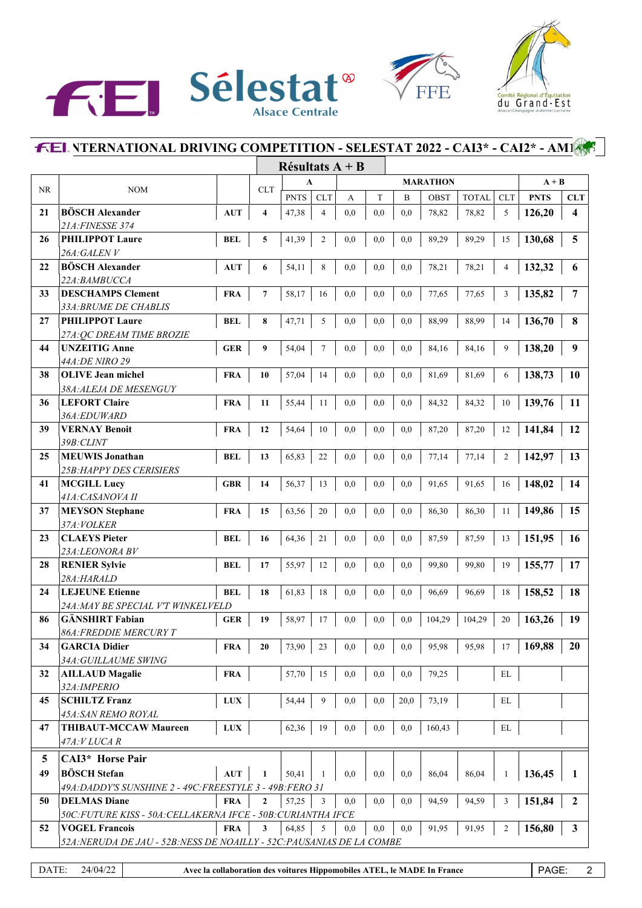## FEI INTERNATIONAL DRIVING COMPETITION - SELESTAT 2022 - CAI3* - CAI2* - AM1

### Résultats A + B

| NR | NOM | | CLT | A | | MARATHON | | | | | | A + B | |
|---|---|---|---|---|---|---|---|---|---|---|---|---|---|
| | | | | PNTS | CLT | A | T | B | OBST | TOTAL | CLT | PNTS | CLT |
| 21 | **BÖSCH Alexander** *21A:FINESSE 374* | **AUT** | **4** | 47,38 | 4 | 0,0 | 0,0 | 0,0 | 78,82 | 78,82 | 5 | **126,20** | **4** |
| 26 | **PHILIPPOT Laure** *26A:GALEN V* | **BEL** | **5** | 41,39 | 2 | 0,0 | 0,0 | 0,0 | 89,29 | 89,29 | 15 | **130,68** | **5** |
| 22 | **BÖSCH Alexander** *22A:BAMBUCCA* | **AUT** | **6** | 54,11 | 8 | 0,0 | 0,0 | 0,0 | 78,21 | 78,21 | 4 | **132,32** | **6** |
| 33 | **DESCHAMPS Clement** *33A:BRUME DE CHABLIS* | **FRA** | **7** | 58,17 | 16 | 0,0 | 0,0 | 0,0 | 77,65 | 77,65 | 3 | **135,82** | **7** |
| 27 | **PHILIPPOT Laure** *27A:QC DREAM TIME BROZIE* | **BEL** | **8** | 47,71 | 5 | 0,0 | 0,0 | 0,0 | 88,99 | 88,99 | 14 | **136,70** | **8** |
| 44 | **UNZEITIG Anne** *44A:DE NIRO 29* | **GER** | **9** | 54,04 | 7 | 0,0 | 0,0 | 0,0 | 84,16 | 84,16 | 9 | **138,20** | **9** |
| 38 | **OLIVE Jean michel** *38A:ALEJA DE MESENGUY* | **FRA** | **10** | 57,04 | 14 | 0,0 | 0,0 | 0,0 | 81,69 | 81,69 | 6 | **138,73** | **10** |
| 36 | **LEFORT Claire** *36A:EDUWARD* | **FRA** | **11** | 55,44 | 11 | 0,0 | 0,0 | 0,0 | 84,32 | 84,32 | 10 | **139,76** | **11** |
| 39 | **VERNAY Benoit** *39B:CLINT* | **FRA** | **12** | 54,64 | 10 | 0,0 | 0,0 | 0,0 | 87,20 | 87,20 | 12 | **141,84** | **12** |
| 25 | **MEUWIS Jonathan** *25B:HAPPY DES CERISIERS* | **BEL** | **13** | 65,83 | 22 | 0,0 | 0,0 | 0,0 | 77,14 | 77,14 | 2 | **142,97** | **13** |
| 41 | **MCGILL Lucy** *41A:CASANOVA II* | **GBR** | **14** | 56,37 | 13 | 0,0 | 0,0 | 0,0 | 91,65 | 91,65 | 16 | **148,02** | **14** |
| 37 | **MEYSON Stephane** *37A:VOLKER* | **FRA** | **15** | 63,56 | 20 | 0,0 | 0,0 | 0,0 | 86,30 | 86,30 | 11 | **149,86** | **15** |
| 23 | **CLAEYS Pieter** *23A:LEONORA BV* | **BEL** | **16** | 64,36 | 21 | 0,0 | 0,0 | 0,0 | 87,59 | 87,59 | 13 | **151,95** | **16** |
| 28 | **RENIER Sylvie** *28A:HARALD* | **BEL** | **17** | 55,97 | 12 | 0,0 | 0,0 | 0,0 | 99,80 | 99,80 | 19 | **155,77** | **17** |
| 24 | **LEJEUNE Etienne** *24A:MAY BE SPECIAL V'T WINKELVELD* | **BEL** | **18** | 61,83 | 18 | 0,0 | 0,0 | 0,0 | 96,69 | 96,69 | 18 | **158,52** | **18** |
| 86 | **GÄNSHIRT Fabian** *86A:FREDDIE MERCURY T* | **GER** | **19** | 58,97 | 17 | 0,0 | 0,0 | 0,0 | 104,29 | 104,29 | 20 | **163,26** | **19** |
| 34 | **GARCIA Didier** *34A:GUILLAUME SWING* | **FRA** | **20** | 73,90 | 23 | 0,0 | 0,0 | 0,0 | 95,98 | 95,98 | 17 | **169,88** | **20** |
| 32 | **AILLAUD Magalie** *32A:IMPERIO* | **FRA** | | 57,70 | 15 | 0,0 | 0,0 | 0,0 | 79,25 | | EL | | |
| 45 | **SCHILTZ Franz** *45A:SAN REMO ROYAL* | **LUX** | | 54,44 | 9 | 0,0 | 0,0 | 20,0 | 73,19 | | EL | | |
| 47 | **THIBAUT-MCCAW Maureen** *47A:V LUCA R* | **LUX** | | 62,36 | 19 | 0,0 | 0,0 | 0,0 | 160,43 | | EL | | |
| **5** | **CAI3\* Horse Pair** | | | | | | | | | | | | |
| 49 | **BÖSCH Stefan** *49A:DADDY'S SUNSHINE 2 - 49C:FREESTYLE 3 - 49B:FERO 31* | **AUT** | **1** | 50,41 | 1 | 0,0 | 0,0 | 0,0 | 86,04 | 86,04 | 1 | **136,45** | **1** |
| 50 | **DELMAS Diane** *50C:FUTURE KISS - 50A:CELLAKERNA IFCE - 50B:CURIANTHA IFCE* | **FRA** | **2** | 57,25 | 3 | 0,0 | 0,0 | 0,0 | 94,59 | 94,59 | 3 | **151,84** | **2** |
| 52 | **VOGEL Francois** *52A:NERUDA DE JAU - 52B:NESS DE NOAILLY - 52C:PAUSANIAS DE LA COMBE* | **FRA** | **3** | 64,85 | 5 | 0,0 | 0,0 | 0,0 | 91,95 | 91,95 | 2 | **156,80** | **3** |

DATE: 24/04/22 — Avec la collaboration des voitures Hippomobiles ATEL, le MADE In France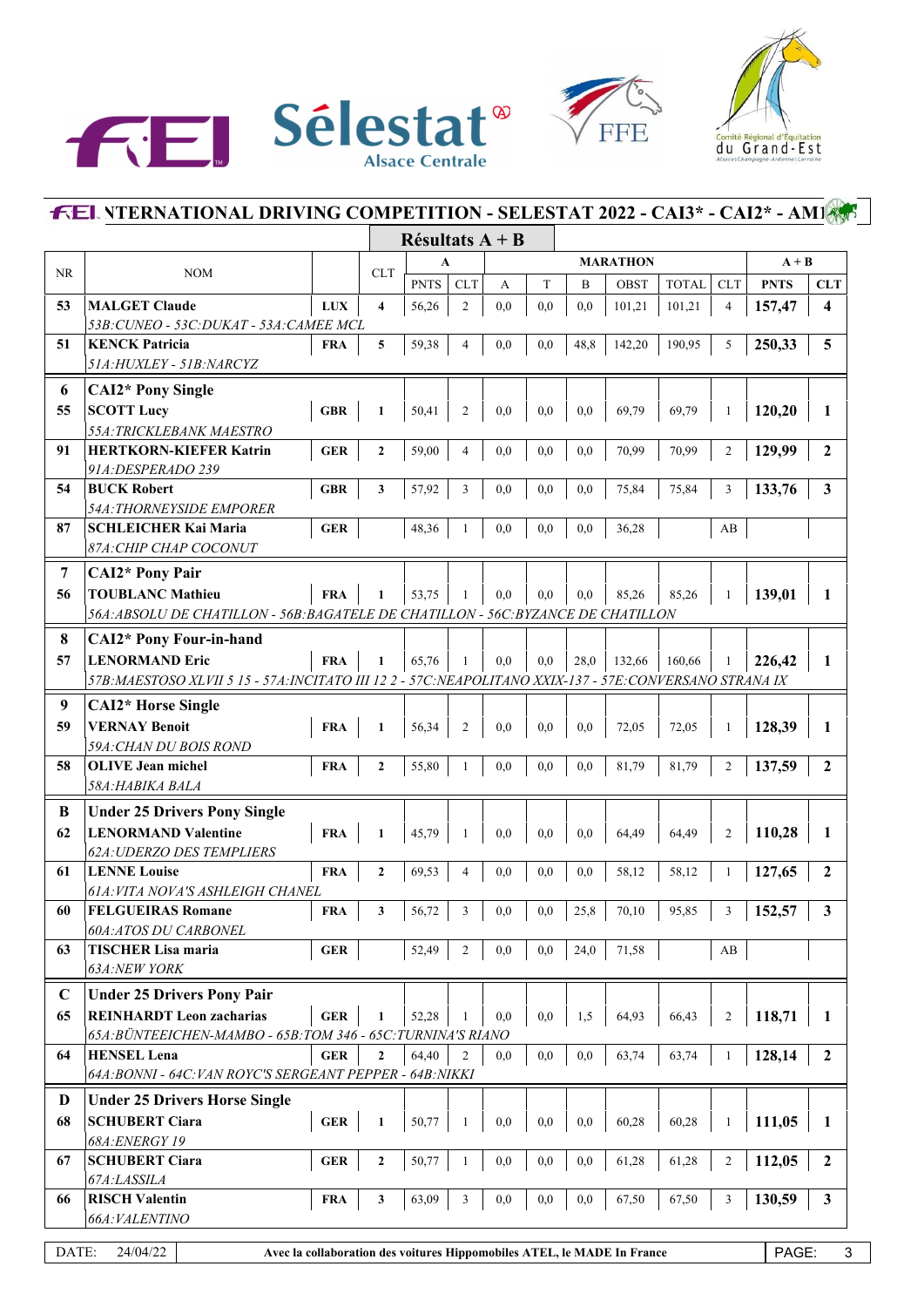## INTERNATIONAL DRIVING COMPETITION - SELESTAT 2022 - CAI3* - CAI2* - AM1

### Résultats A + B

| NR | NOM | | CLT | A PNTS | A CLT | MARATHON A | T | B | OBST | TOTAL | CLT | A + B PNTS | A + B CLT |
|---|---|---|---|---|---|---|---|---|---|---|---|---|---|
| 53 | **MALGET Claude** | **LUX** | **4** | 56,26 | 2 | 0,0 | 0,0 | 0,0 | 101,21 | 101,21 | 4 | **157,47** | **4** |
| | *53B:CUNEO - 53C:DUKAT - 53A:CAMEE MCL* | | | | | | | | | | | | |
| 51 | **KENCK Patricia** | **FRA** | **5** | 59,38 | 4 | 0,0 | 0,0 | 48,8 | 142,20 | 190,95 | 5 | **250,33** | **5** |
| | *51A:HUXLEY - 51B:NARCYZ* | | | | | | | | | | | | |
| **6** | **CAI2* Pony Single** | | | | | | | | | | | | |
| 55 | **SCOTT Lucy** | **GBR** | **1** | 50,41 | 2 | 0,0 | 0,0 | 0,0 | 69,79 | 69,79 | 1 | **120,20** | **1** |
| | *55A:TRICKLEBANK MAESTRO* | | | | | | | | | | | | |
| 91 | **HERTKORN-KIEFER Katrin** | **GER** | **2** | 59,00 | 4 | 0,0 | 0,0 | 0,0 | 70,99 | 70,99 | 2 | **129,99** | **2** |
| | *91A:DESPERADO 239* | | | | | | | | | | | | |
| 54 | **BUCK Robert** | **GBR** | **3** | 57,92 | 3 | 0,0 | 0,0 | 0,0 | 75,84 | 75,84 | 3 | **133,76** | **3** |
| | *54A:THORNEYSIDE EMPORER* | | | | | | | | | | | | |
| 87 | **SCHLEICHER Kai Maria** | **GER** | | 48,36 | 1 | 0,0 | 0,0 | 0,0 | 36,28 | | AB | | |
| | *87A:CHIP CHAP COCONUT* | | | | | | | | | | | | |
| **7** | **CAI2* Pony Pair** | | | | | | | | | | | | |
| 56 | **TOUBLANC Mathieu** | **FRA** | **1** | 53,75 | 1 | 0,0 | 0,0 | 0,0 | 85,26 | 85,26 | 1 | **139,01** | **1** |
| | *56A:ABSOLU DE CHATILLON - 56B:BAGATELE DE CHATILLON - 56C:BYZANCE DE CHATILLON* | | | | | | | | | | | | |
| **8** | **CAI2* Pony Four-in-hand** | | | | | | | | | | | | |
| 57 | **LENORMAND Eric** | **FRA** | **1** | 65,76 | 1 | 0,0 | 0,0 | 28,0 | 132,66 | 160,66 | 1 | **226,42** | **1** |
| | *57B:MAESTOSO XLVII 5 15 - 57A:INCITATO III 12 2 - 57C:NEAPOLITANO XXIX-137 - 57E:CONVERSANO STRANA IX* | | | | | | | | | | | | |
| **9** | **CAI2* Horse Single** | | | | | | | | | | | | |
| 59 | **VERNAY Benoit** | **FRA** | **1** | 56,34 | 2 | 0,0 | 0,0 | 0,0 | 72,05 | 72,05 | 1 | **128,39** | **1** |
| | *59A:CHAN DU BOIS ROND* | | | | | | | | | | | | |
| 58 | **OLIVE Jean michel** | **FRA** | **2** | 55,80 | 1 | 0,0 | 0,0 | 0,0 | 81,79 | 81,79 | 2 | **137,59** | **2** |
| | *58A:HABIKA BALA* | | | | | | | | | | | | |
| **B** | **Under 25 Drivers Pony Single** | | | | | | | | | | | | |
| 62 | **LENORMAND Valentine** | **FRA** | **1** | 45,79 | 1 | 0,0 | 0,0 | 0,0 | 64,49 | 64,49 | 2 | **110,28** | **1** |
| | *62A:UDERZO DES TEMPLIERS* | | | | | | | | | | | | |
| 61 | **LENNE Louise** | **FRA** | **2** | 69,53 | 4 | 0,0 | 0,0 | 0,0 | 58,12 | 58,12 | 1 | **127,65** | **2** |
| | *61A:VITA NOVA'S ASHLEIGH CHANEL* | | | | | | | | | | | | |
| 60 | **FELGUEIRAS Romane** | **FRA** | **3** | 56,72 | 3 | 0,0 | 0,0 | 25,8 | 70,10 | 95,85 | 3 | **152,57** | **3** |
| | *60A:ATOS DU CARBONEL* | | | | | | | | | | | | |
| 63 | **TISCHER Lisa maria** | **GER** | | 52,49 | 2 | 0,0 | 0,0 | 24,0 | 71,58 | | AB | | |
| | *63A:NEW YORK* | | | | | | | | | | | | |
| **C** | **Under 25 Drivers Pony Pair** | | | | | | | | | | | | |
| 65 | **REINHARDT Leon zacharias** | **GER** | **1** | 52,28 | 1 | 0,0 | 0,0 | 1,5 | 64,93 | 66,43 | 2 | **118,71** | **1** |
| | *65A:BÜNTEEICHEN-MAMBO - 65B:TOM 346 - 65C:TURNINA'S RIANO* | | | | | | | | | | | | |
| 64 | **HENSEL Lena** | **GER** | **2** | 64,40 | 2 | 0,0 | 0,0 | 0,0 | 63,74 | 63,74 | 1 | **128,14** | **2** |
| | *64A:BONNI - 64C:VAN ROYC'S SERGEANT PEPPER - 64B:NIKKI* | | | | | | | | | | | | |
| **D** | **Under 25 Drivers Horse Single** | | | | | | | | | | | | |
| 68 | **SCHUBERT Ciara** | **GER** | **1** | 50,77 | 1 | 0,0 | 0,0 | 0,0 | 60,28 | 60,28 | 1 | **111,05** | **1** |
| | *68A:ENERGY 19* | | | | | | | | | | | | |
| 67 | **SCHUBERT Ciara** | **GER** | **2** | 50,77 | 1 | 0,0 | 0,0 | 0,0 | 61,28 | 61,28 | 2 | **112,05** | **2** |
| | *67A:LASSILA* | | | | | | | | | | | | |
| 66 | **RISCH Valentin** | **FRA** | **3** | 63,09 | 3 | 0,0 | 0,0 | 0,0 | 67,50 | 67,50 | 3 | **130,59** | **3** |
| | *66A:VALENTINO* | | | | | | | | | | | | |

DATE: 24/04/22 — Avec la collaboration des voitures Hippomobiles ATEL, le MADE In France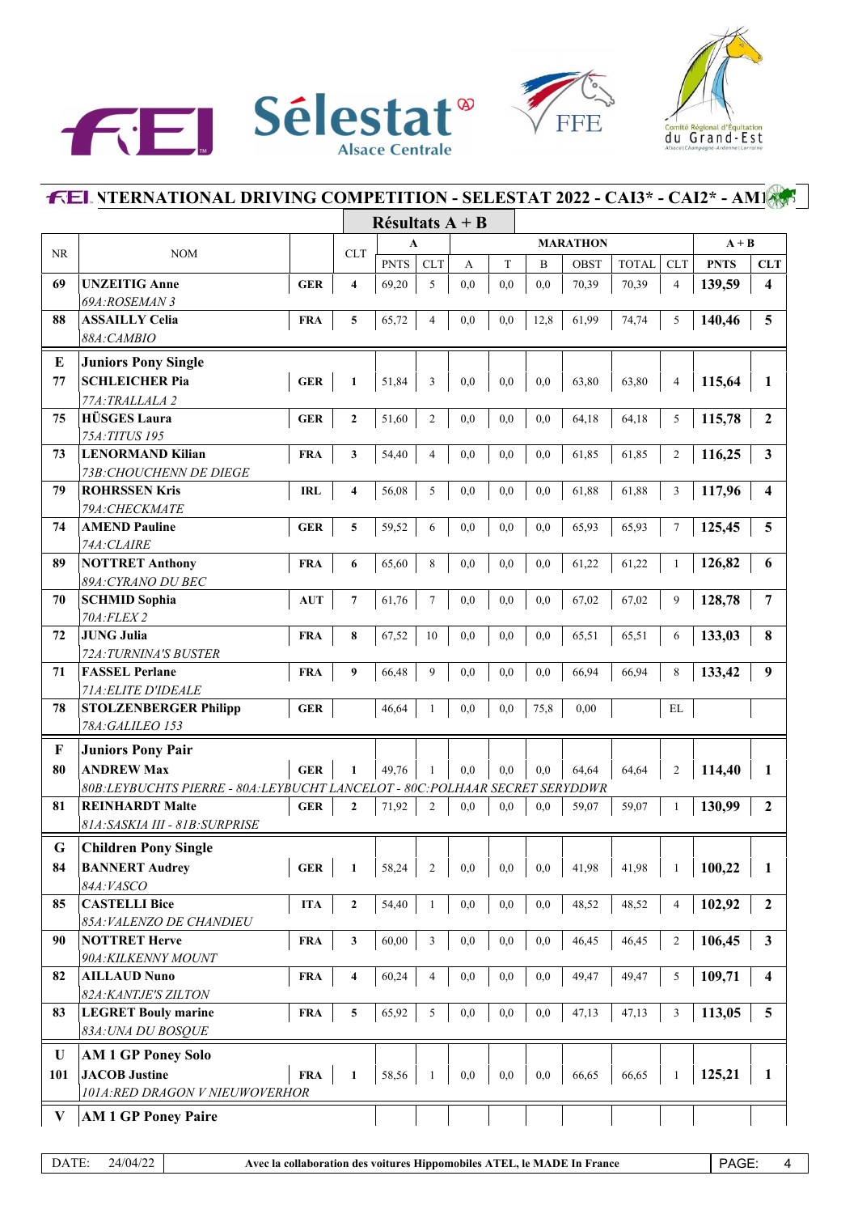## INTERNATIONAL DRIVING COMPETITION - SELESTAT 2022 - CAI3* - CAI2* - AM1

### Résultats A + B

| NR | NOM | | CLT | A PNTS | A CLT | MARATHON A | MARATHON T | MARATHON B | MARATHON OBST | MARATHON TOTAL | MARATHON CLT | A + B PNTS | A + B CLT |
|---|---|---|---|---|---|---|---|---|---|---|---|---|---|
| 69 | **UNZEITIG Anne** *69A:ROSEMAN 3* | **GER** | **4** | 69,20 | 5 | 0,0 | 0,0 | 0,0 | 70,39 | 70,39 | 4 | **139,59** | **4** |
| 88 | **ASSAILLY Celia** *88A:CAMBIO* | **FRA** | **5** | 65,72 | 4 | 0,0 | 0,0 | 12,8 | 61,99 | 74,74 | 5 | **140,46** | **5** |
| **E** | **Juniors Pony Single** | | | | | | | | | | | | |
| 77 | **SCHLEICHER Pia** *77A:TRALLALA 2* | **GER** | **1** | 51,84 | 3 | 0,0 | 0,0 | 0,0 | 63,80 | 63,80 | 4 | **115,64** | **1** |
| 75 | **HÜSGES Laura** *75A:TITUS 195* | **GER** | **2** | 51,60 | 2 | 0,0 | 0,0 | 0,0 | 64,18 | 64,18 | 5 | **115,78** | **2** |
| 73 | **LENORMAND Kilian** *73B:CHOUCHENN DE DIEGE* | **FRA** | **3** | 54,40 | 4 | 0,0 | 0,0 | 0,0 | 61,85 | 61,85 | 2 | **116,25** | **3** |
| 79 | **ROHRSSEN Kris** *79A:CHECKMATE* | **IRL** | **4** | 56,08 | 5 | 0,0 | 0,0 | 0,0 | 61,88 | 61,88 | 3 | **117,96** | **4** |
| 74 | **AMEND Pauline** *74A:CLAIRE* | **GER** | **5** | 59,52 | 6 | 0,0 | 0,0 | 0,0 | 65,93 | 65,93 | 7 | **125,45** | **5** |
| 89 | **NOTTRET Anthony** *89A:CYRANO DU BEC* | **FRA** | **6** | 65,60 | 8 | 0,0 | 0,0 | 0,0 | 61,22 | 61,22 | 1 | **126,82** | **6** |
| 70 | **SCHMID Sophia** *70A:FLEX 2* | **AUT** | **7** | 61,76 | 7 | 0,0 | 0,0 | 0,0 | 67,02 | 67,02 | 9 | **128,78** | **7** |
| 72 | **JUNG Julia** *72A:TURNINA'S BUSTER* | **FRA** | **8** | 67,52 | 10 | 0,0 | 0,0 | 0,0 | 65,51 | 65,51 | 6 | **133,03** | **8** |
| 71 | **FASSEL Perlane** *71A:ELITE D'IDEALE* | **FRA** | **9** | 66,48 | 9 | 0,0 | 0,0 | 0,0 | 66,94 | 66,94 | 8 | **133,42** | **9** |
| 78 | **STOLZENBERGER Philipp** *78A:GALILEO 153* | **GER** | | 46,64 | 1 | 0,0 | 0,0 | 75,8 | 0,00 | | EL | | |
| **F** | **Juniors Pony Pair** | | | | | | | | | | | | |
| 80 | **ANDREW Max** *80B:LEYBUCHTS PIERRE - 80A:LEYBUCHT LANCELOT - 80C:POLHAAR SECRET SERYDDWR* | **GER** | **1** | 49,76 | 1 | 0,0 | 0,0 | 0,0 | 64,64 | 64,64 | 2 | **114,40** | **1** |
| 81 | **REINHARDT Malte** *81A:SASKIA III - 81B:SURPRISE* | **GER** | **2** | 71,92 | 2 | 0,0 | 0,0 | 0,0 | 59,07 | 59,07 | 1 | **130,99** | **2** |
| **G** | **Children Pony Single** | | | | | | | | | | | | |
| 84 | **BANNERT Audrey** *84A:VASCO* | **GER** | **1** | 58,24 | 2 | 0,0 | 0,0 | 0,0 | 41,98 | 41,98 | 1 | **100,22** | **1** |
| 85 | **CASTELLI Bice** *85A:VALENZO DE CHANDIEU* | **ITA** | **2** | 54,40 | 1 | 0,0 | 0,0 | 0,0 | 48,52 | 48,52 | 4 | **102,92** | **2** |
| 90 | **NOTTRET Herve** *90A:KILKENNY MOUNT* | **FRA** | **3** | 60,00 | 3 | 0,0 | 0,0 | 0,0 | 46,45 | 46,45 | 2 | **106,45** | **3** |
| 82 | **AILLAUD Nuno** *82A:KANTJE'S ZILTON* | **FRA** | **4** | 60,24 | 4 | 0,0 | 0,0 | 0,0 | 49,47 | 49,47 | 5 | **109,71** | **4** |
| 83 | **LEGRET Bouly marine** *83A:UNA DU BOSQUE* | **FRA** | **5** | 65,92 | 5 | 0,0 | 0,0 | 0,0 | 47,13 | 47,13 | 3 | **113,05** | **5** |
| **U** | **AM 1 GP Poney Solo** | | | | | | | | | | | | |
| 101 | **JACOB Justine** *101A:RED DRAGON V NIEUWOVERHOR* | **FRA** | **1** | 58,56 | 1 | 0,0 | 0,0 | 0,0 | 66,65 | 66,65 | 1 | **125,21** | **1** |
| **V** | **AM 1 GP Poney Paire** | | | | | | | | | | | | |

DATE: 24/04/22 — Avec la collaboration des voitures Hippomobiles ATEL, le MADE In France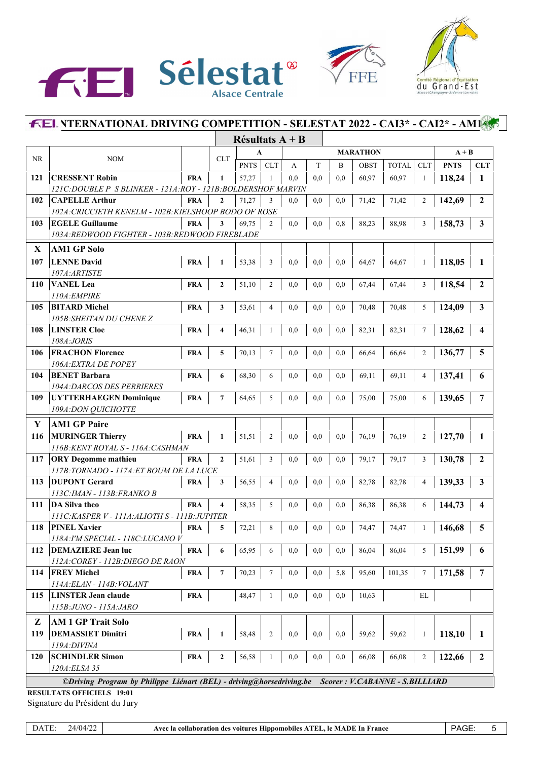# FEI INTERNATIONAL DRIVING COMPETITION - SELESTAT 2022 - CAI3* - CAI2* - AM1

## Résultats A + B

| NR | NOM | | CLT | A | | MARATHON | | | | | | A + B | |
|---|---|---|---|---|---|---|---|---|---|---|---|---|---|
| | | | | PNTS | CLT | A | T | B | OBST | TOTAL | CLT | PNTS | CLT |
| 121 | **CRESSENT Robin** *121C:DOUBLE P S BLINKER - 121A:ROY - 121B:BOLDERSHOF MARVIN* | FRA | 1 | 57,27 | 1 | 0,0 | 0,0 | 0,0 | 60,97 | 60,97 | 1 | **118,24** | **1** |
| 102 | **CAPELLE Arthur** *102A:CRICCIETH KENELM - 102B:KIELSHOOP BODO OF ROSE* | FRA | 2 | 71,27 | 3 | 0,0 | 0,0 | 0,0 | 71,42 | 71,42 | 2 | **142,69** | **2** |
| 103 | **EGELE Guillaume** *103A:REDWOOD FIGHTER - 103B:REDWOOD FIREBLADE* | FRA | 3 | 69,75 | 2 | 0,0 | 0,0 | 0,8 | 88,23 | 88,98 | 3 | **158,73** | **3** |
| **X** | **AM1 GP Solo** | | | | | | | | | | | | |
| 107 | **LENNE David** *107A:ARTISTE* | FRA | 1 | 53,38 | 3 | 0,0 | 0,0 | 0,0 | 64,67 | 64,67 | 1 | **118,05** | **1** |
| 110 | **VANEL Lea** *110A:EMPIRE* | FRA | 2 | 51,10 | 2 | 0,0 | 0,0 | 0,0 | 67,44 | 67,44 | 3 | **118,54** | **2** |
| 105 | **BITARD Michel** *105B:SHEITAN DU CHENE Z* | FRA | 3 | 53,61 | 4 | 0,0 | 0,0 | 0,0 | 70,48 | 70,48 | 5 | **124,09** | **3** |
| 108 | **LINSTER Cloe** *108A:JORIS* | FRA | 4 | 46,31 | 1 | 0,0 | 0,0 | 0,0 | 82,31 | 82,31 | 7 | **128,62** | **4** |
| 106 | **FRACHON Florence** *106A:EXTRA DE POPEY* | FRA | 5 | 70,13 | 7 | 0,0 | 0,0 | 0,0 | 66,64 | 66,64 | 2 | **136,77** | **5** |
| 104 | **BENET Barbara** *104A:DARCOS DES PERRIERES* | FRA | 6 | 68,30 | 6 | 0,0 | 0,0 | 0,0 | 69,11 | 69,11 | 4 | **137,41** | **6** |
| 109 | **UYTTERHAEGEN Dominique** *109A:DON QUICHOTTE* | FRA | 7 | 64,65 | 5 | 0,0 | 0,0 | 0,0 | 75,00 | 75,00 | 6 | **139,65** | **7** |
| **Y** | **AM1 GP Paire** | | | | | | | | | | | | |
| 116 | **MURINGER Thierry** *116B:KENT ROYAL S - 116A:CASHMAN* | FRA | 1 | 51,51 | 2 | 0,0 | 0,0 | 0,0 | 76,19 | 76,19 | 2 | **127,70** | **1** |
| 117 | **ORY Degomme mathieu** *117B:TORNADO - 117A:ET BOUM DE LA LUCE* | FRA | 2 | 51,61 | 3 | 0,0 | 0,0 | 0,0 | 79,17 | 79,17 | 3 | **130,78** | **2** |
| 113 | **DUPONT Gerard** *113C:IMAN - 113B:FRANKO B* | FRA | 3 | 56,55 | 4 | 0,0 | 0,0 | 0,0 | 82,78 | 82,78 | 4 | **139,33** | **3** |
| 111 | **DA Silva theo** *111C:KASPER V - 111A:ALIOTH S - 111B:JUPITER* | FRA | 4 | 58,35 | 5 | 0,0 | 0,0 | 0,0 | 86,38 | 86,38 | 6 | **144,73** | **4** |
| 118 | **PINEL Xavier** *118A:I'M SPECIAL - 118C:LUCANO V* | FRA | 5 | 72,21 | 8 | 0,0 | 0,0 | 0,0 | 74,47 | 74,47 | 1 | **146,68** | **5** |
| 112 | **DEMAZIERE Jean luc** *112A:COREY - 112B:DIEGO DE RAON* | FRA | 6 | 65,95 | 6 | 0,0 | 0,0 | 0,0 | 86,04 | 86,04 | 5 | **151,99** | **6** |
| 114 | **FREY Michel** *114A:ELAN - 114B:VOLANT* | FRA | 7 | 70,23 | 7 | 0,0 | 0,0 | 5,8 | 95,60 | 101,35 | 7 | **171,58** | **7** |
| 115 | **LINSTER Jean claude** *115B:JUNO - 115A:JARO* | FRA | | 48,47 | 1 | 0,0 | 0,0 | 0,0 | 10,63 | | EL | | |
| **Z** | **AM 1 GP Trait Solo** | | | | | | | | | | | | |
| 119 | **DEMASSIET Dimitri** *119A:DIVINA* | FRA | 1 | 58,48 | 2 | 0,0 | 0,0 | 0,0 | 59,62 | 59,62 | 1 | **118,10** | **1** |
| 120 | **SCHINDLER Simon** *120A:ELSA 35* | FRA | 2 | 56,58 | 1 | 0,0 | 0,0 | 0,0 | 66,08 | 66,08 | 2 | **122,66** | **2** |

***©Driving Program by Philippe Liénart (BEL) - driving@horsedriving.be Scorer : V.CABANNE - S.BILLIARD***

**RESULTATS OFFICIELS 19:01**

Signature du Président du Jury

DATE: 24/04/22 | **Avec la collaboration des voitures Hippomobiles ATEL, le MADE In France**